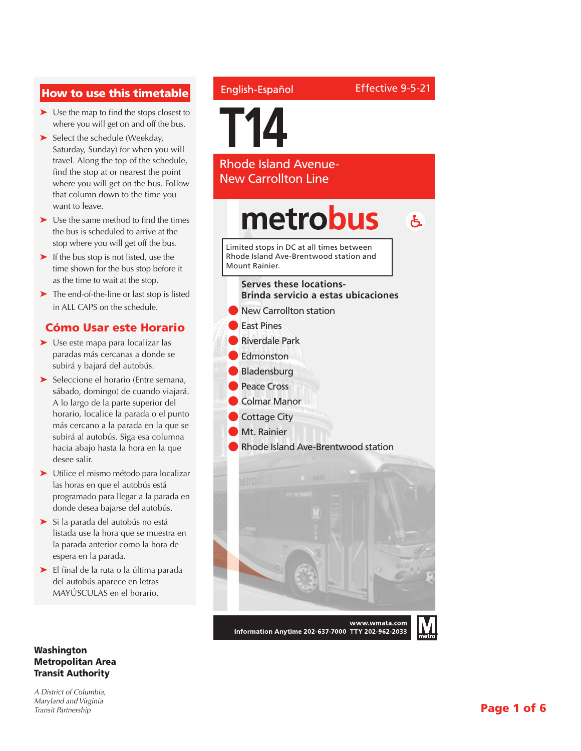## How to use this timetable

- Use the map to find the stops closest to where you will get on and off the bus.
- Select the schedule (Weekday, Saturday, Sunday) for when you will travel. Along the top of the schedule, find the stop at or nearest the point where you will get on the bus. Follow that column down to the time you want to leave.
- Use the same method to find the times the bus is scheduled to arrive at the stop where you will get off the bus.
- If the bus stop is not listed, use the time shown for the bus stop before it as the time to wait at the stop.
- The end-of-the-line or last stop is listed in ALL CAPS on the schedule.

## Cómo Usar este Horario

- Use este mapa para localizar las paradas más cercanas a donde se subirá y bajará del autobús.
- Seleccione el horario (Entre semana, sábado, domingo) de cuando viajará. A lo largo de la parte superior del horario, localice la parada o el punto más cercano a la parada en la que se subirá al autobús. Siga esa columna hacia abajo hasta la hora en la que desee salir.
- Utilice el mismo método para localizar las horas en que el autobús está programado para llegar a la parada en donde desea bajarse del autobús.
- Si la parada del autobús no está listada use la hora que se muestra en la parada anterior como la hora de espera en la parada.
- El final de la ruta o la última parada del autobús aparece en letras MAYÚSCULAS en el horario.

**Washington Metropolitan Area Transit Authority**

*A District of Columbia, Maryland and Virginia Transit Partnership*

English-Español

Effective 9-5-21

# T14

## Rhode Island Avenue-New Carrollton Line

**metrobus**

Limited stops in DC at all times between Rhode Island Ave-Brentwood station and Mount Rainier.

**Serves these locations-**
**Brinda servicio a estas ubicaciones**

- New Carrollton station
- East Pines
- Riverdale Park
- Edmonston
- Bladensburg
- Peace Cross
- Colmar Manor
- Cottage City
- Mt. Rainier
- Rhode Island Ave-Brentwood station

www.wmata.com
Information Anytime 202-637-7000 TTY 202-962-2033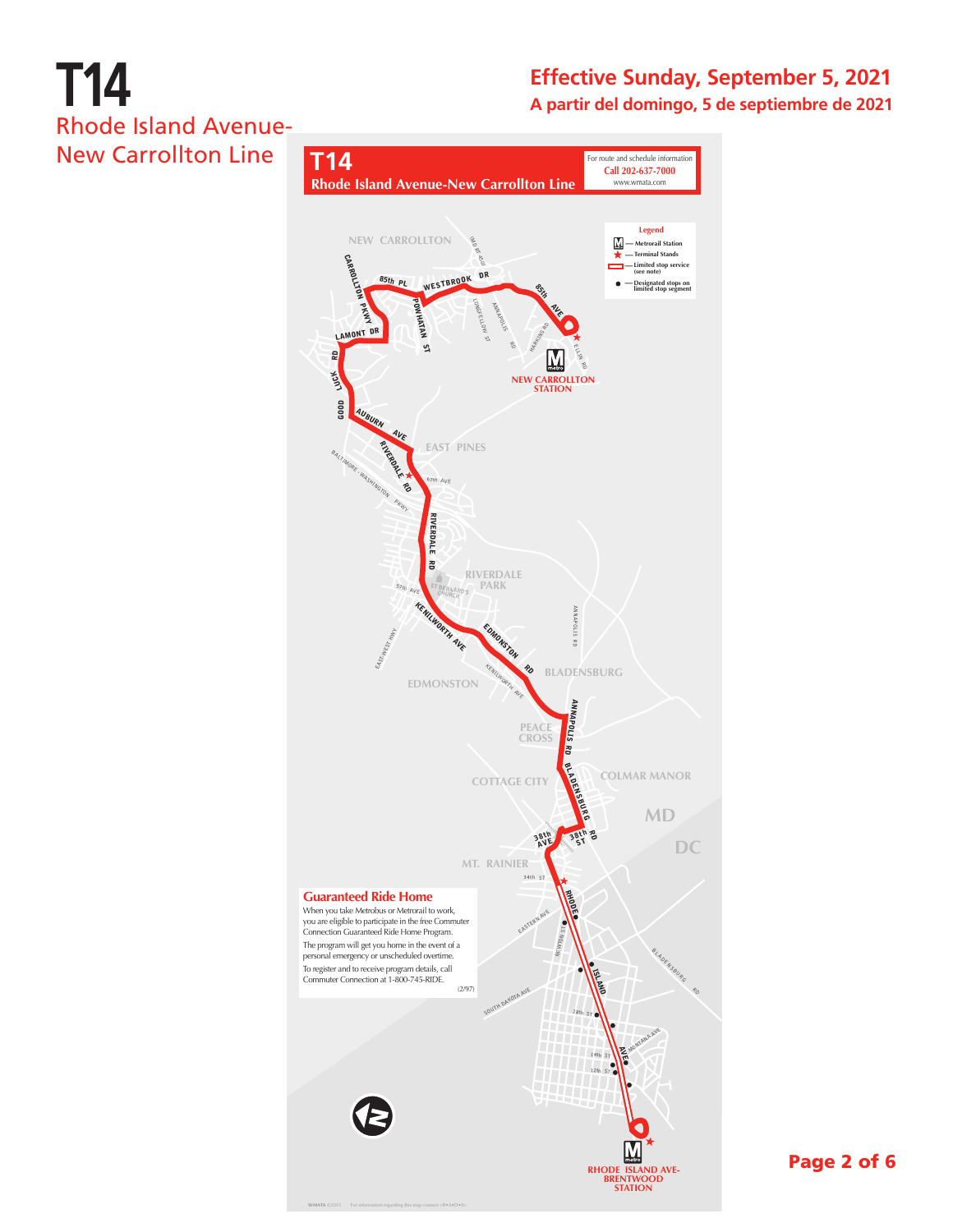# T14

## Rhode Island Avenue-New Carrollton Line

**Effective Sunday, September 5, 2021**

**A partir del domingo, 5 de septiembre de 2021**

## T14

**Rhode Island Avenue-New Carrollton Line**

For route and schedule information
**Call 202-637-7000**
www.wmata.com

**Legend**

- Metrorail Station
- Terminal Stands
- Limited stop service (see note)
- Designated stops on limited stop segment

NEW CARROLLTON

CARROLLTON PKWY

85th PL

WESTBROOK DR

POWHATAN ST

85th AVE

LAMONT DR

LUCK RD

GOOD

NEW CARROLLTON STATION

AUBURN AVE

EAST PINES

RIVERDALE RD

67th AVE

BALTIMORE-WASHINGTON PKWY

RIVERDALE PARK

ST BERNARD'S CHURCH

57th AVE

KENILWORTH AVE

EDMONSTON RD

BLADENSBURG

EDMONSTON

PEACE CROSS

ANNAPOLIS RD

BLADENSBURG RD

COTTAGE CITY

COLMAR MANOR

MD

DC

38th AVE

38th ST

MT. RAINIER

34th ST

RHODE ISLAND AVE

18th ST

14th ST

12th ST

RHODE ISLAND AVE-BRENTWOOD STATION

### Guaranteed Ride Home

When you take Metrobus or Metrorail to work, you are eligible to participate in the free Commuter Connection Guaranteed Ride Home Program.

The program will get you home in the event of a personal emergency or unscheduled overtime.

To register and to receive program details, call Commuter Connection at 1-800-745-RIDE.

(2/97)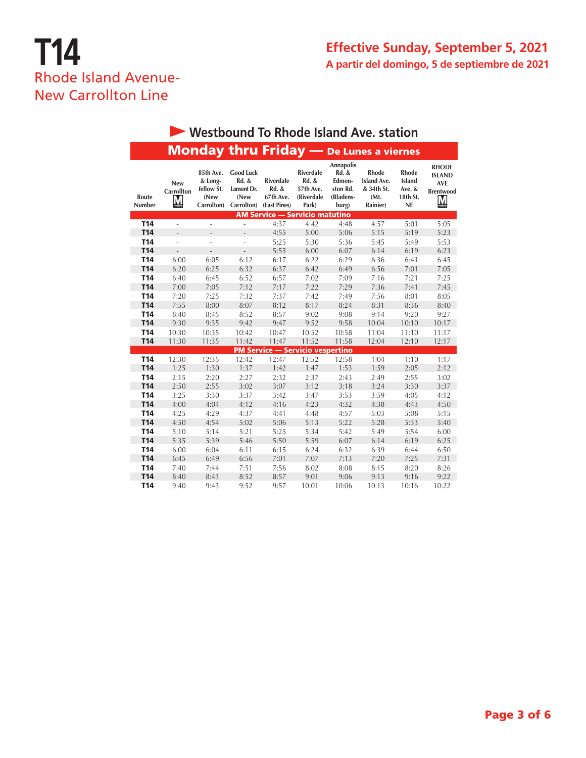# T14

## Rhode Island Avenue-New Carrollton Line

**Effective Sunday, September 5, 2021**

**A partir del domingo, 5 de septiembre de 2021**

### Westbound To Rhode Island Ave. station

### Monday thru Friday — De Lunes a viernes

| Route Number | New Carrollton M | 85th Ave. & Longfellow St. (New Carrolton) | Good Luck Rd. & Lamont Dr. (New Carrollton) | Riverdale Rd. & 67th Ave. (East Pines) | Riverdale Rd. & 57th Ave. (Riverdale Park) | Annapolis Rd. & Edmonston Rd. (Bladensburg) | Rhode Island Ave. & 34th St. (Mt. Rainier) | Rhode Island Ave. & 18th St. NE | RHODE ISLAND AVE Brentwood M |
|---|---|---|---|---|---|---|---|---|---|
| **AM Service — Servicio matutino** | | | | | | | | | |
| T14 | - | - | - | 4:37 | 4:42 | 4:48 | 4:57 | 5:01 | 5:05 |
| T14 | - | - | - | 4:55 | 5:00 | 5:06 | 5:15 | 5:19 | 5:23 |
| T14 | - | - | - | 5:25 | 5:30 | 5:36 | 5:45 | 5:49 | 5:53 |
| T14 | - | - | - | 5:55 | 6:00 | 6:07 | 6:14 | 6:19 | 6:23 |
| T14 | 6:00 | 6:05 | 6:12 | 6:17 | 6:22 | 6:29 | 6:36 | 6:41 | 6:45 |
| T14 | 6:20 | 6:25 | 6:32 | 6:37 | 6:42 | 6:49 | 6:56 | 7:01 | 7:05 |
| T14 | 6:40 | 6:45 | 6:52 | 6:57 | 7:02 | 7:09 | 7:16 | 7:21 | 7:25 |
| T14 | 7:00 | 7:05 | 7:12 | 7:17 | 7:22 | 7:29 | 7:36 | 7:41 | 7:45 |
| T14 | 7:20 | 7:25 | 7:32 | 7:37 | 7:42 | 7:49 | 7:56 | 8:01 | 8:05 |
| T14 | 7:55 | 8:00 | 8:07 | 8:12 | 8:17 | 8:24 | 8:31 | 8:36 | 8:40 |
| T14 | 8:40 | 8:45 | 8:52 | 8:57 | 9:02 | 9:08 | 9:14 | 9:20 | 9:27 |
| T14 | 9:30 | 9:35 | 9:42 | 9:47 | 9:52 | 9:58 | 10:04 | 10:10 | 10:17 |
| T14 | 10:30 | 10:35 | 10:42 | 10:47 | 10:52 | 10:58 | 11:04 | 11:10 | 11:17 |
| T14 | 11:30 | 11:35 | 11:42 | 11:47 | 11:52 | 11:58 | 12:04 | 12:10 | 12:17 |
| **PM Service — Servicio vespertino** | | | | | | | | | |
| T14 | 12:30 | 12:35 | 12:42 | 12:47 | 12:52 | 12:58 | 1:04 | 1:10 | 1:17 |
| T14 | 1:25 | 1:30 | 1:37 | 1:42 | 1:47 | 1:53 | 1:59 | 2:05 | 2:12 |
| T14 | 2:15 | 2:20 | 2:27 | 2:32 | 2:37 | 2:43 | 2:49 | 2:55 | 3:02 |
| T14 | 2:50 | 2:55 | 3:02 | 3:07 | 3:12 | 3:18 | 3:24 | 3:30 | 3:37 |
| T14 | 3:25 | 3:30 | 3:37 | 3:42 | 3:47 | 3:53 | 3:59 | 4:05 | 4:12 |
| T14 | 4:00 | 4:04 | 4:12 | 4:16 | 4:23 | 4:32 | 4:38 | 4:43 | 4:50 |
| T14 | 4:25 | 4:29 | 4:37 | 4:41 | 4:48 | 4:57 | 5:03 | 5:08 | 5:15 |
| T14 | 4:50 | 4:54 | 5:02 | 5:06 | 5:13 | 5:22 | 5:28 | 5:33 | 5:40 |
| T14 | 5:10 | 5:14 | 5:21 | 5:25 | 5:34 | 5:42 | 5:49 | 5:54 | 6:00 |
| T14 | 5:35 | 5:39 | 5:46 | 5:50 | 5:59 | 6:07 | 6:14 | 6:19 | 6:25 |
| T14 | 6:00 | 6:04 | 6:11 | 6:15 | 6:24 | 6:32 | 6:39 | 6:44 | 6:50 |
| T14 | 6:45 | 6:49 | 6:56 | 7:01 | 7:07 | 7:13 | 7:20 | 7:25 | 7:31 |
| T14 | 7:40 | 7:44 | 7:51 | 7:56 | 8:02 | 8:08 | 8:15 | 8:20 | 8:26 |
| T14 | 8:40 | 8:43 | 8:52 | 8:57 | 9:01 | 9:06 | 9:13 | 9:16 | 9:22 |
| T14 | 9:40 | 9:43 | 9:52 | 9:57 | 10:01 | 10:06 | 10:13 | 10:16 | 10:22 |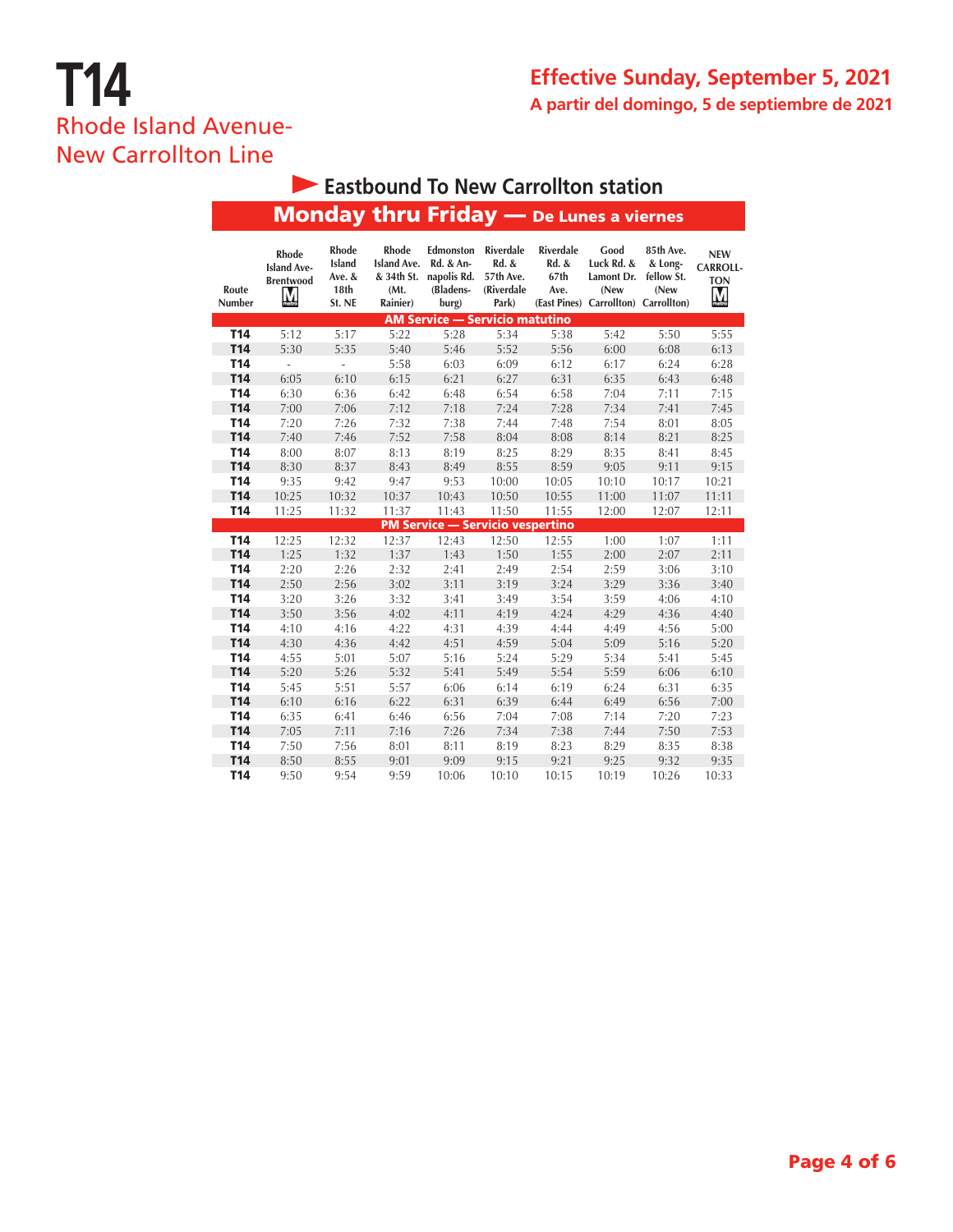# T14

Rhode Island Avenue-New Carrollton Line

**Effective Sunday, September 5, 2021**

**A partir del domingo, 5 de septiembre de 2021**

## Eastbound To New Carrollton station

## Monday thru Friday — De Lunes a viernes

| Route Number | Rhode Island Ave-Brentwood | Rhode Island Ave. & 18th St. NE | Rhode Island Ave. & 34th St. (Mt. Rainier) | Edmonston Rd. & Annapolis Rd. (Bladensburg) | Riverdale Rd. & 57th Ave. (Riverdale Park) | Riverdale Rd. & 67th Ave. (East Pines) | Good Luck Rd. & Lamont Dr. (New Carrollton) | 85th Ave. & Longfellow St. (New Carrollton) | NEW CARROLLTON |
|---|---|---|---|---|---|---|---|---|---|
| **AM Service — Servicio matutino** | | | | | | | | | |
| T14 | 5:12 | 5:17 | 5:22 | 5:28 | 5:34 | 5:38 | 5:42 | 5:50 | 5:55 |
| T14 | 5:30 | 5:35 | 5:40 | 5:46 | 5:52 | 5:56 | 6:00 | 6:08 | 6:13 |
| T14 | - | - | 5:58 | 6:03 | 6:09 | 6:12 | 6:17 | 6:24 | 6:28 |
| T14 | 6:05 | 6:10 | 6:15 | 6:21 | 6:27 | 6:31 | 6:35 | 6:43 | 6:48 |
| T14 | 6:30 | 6:36 | 6:42 | 6:48 | 6:54 | 6:58 | 7:04 | 7:11 | 7:15 |
| T14 | 7:00 | 7:06 | 7:12 | 7:18 | 7:24 | 7:28 | 7:34 | 7:41 | 7:45 |
| T14 | 7:20 | 7:26 | 7:32 | 7:38 | 7:44 | 7:48 | 7:54 | 8:01 | 8:05 |
| T14 | 7:40 | 7:46 | 7:52 | 7:58 | 8:04 | 8:08 | 8:14 | 8:21 | 8:25 |
| T14 | 8:00 | 8:07 | 8:13 | 8:19 | 8:25 | 8:29 | 8:35 | 8:41 | 8:45 |
| T14 | 8:30 | 8:37 | 8:43 | 8:49 | 8:55 | 8:59 | 9:05 | 9:11 | 9:15 |
| T14 | 9:35 | 9:42 | 9:47 | 9:53 | 10:00 | 10:05 | 10:10 | 10:17 | 10:21 |
| T14 | 10:25 | 10:32 | 10:37 | 10:43 | 10:50 | 10:55 | 11:00 | 11:07 | 11:11 |
| T14 | 11:25 | 11:32 | 11:37 | 11:43 | 11:50 | 11:55 | 12:00 | 12:07 | 12:11 |
| **PM Service — Servicio vespertino** | | | | | | | | | |
| T14 | 12:25 | 12:32 | 12:37 | 12:43 | 12:50 | 12:55 | 1:00 | 1:07 | 1:11 |
| T14 | 1:25 | 1:32 | 1:37 | 1:43 | 1:50 | 1:55 | 2:00 | 2:07 | 2:11 |
| T14 | 2:20 | 2:26 | 2:32 | 2:41 | 2:49 | 2:54 | 2:59 | 3:06 | 3:10 |
| T14 | 2:50 | 2:56 | 3:02 | 3:11 | 3:19 | 3:24 | 3:29 | 3:36 | 3:40 |
| T14 | 3:20 | 3:26 | 3:32 | 3:41 | 3:49 | 3:54 | 3:59 | 4:06 | 4:10 |
| T14 | 3:50 | 3:56 | 4:02 | 4:11 | 4:19 | 4:24 | 4:29 | 4:36 | 4:40 |
| T14 | 4:10 | 4:16 | 4:22 | 4:31 | 4:39 | 4:44 | 4:49 | 4:56 | 5:00 |
| T14 | 4:30 | 4:36 | 4:42 | 4:51 | 4:59 | 5:04 | 5:09 | 5:16 | 5:20 |
| T14 | 4:55 | 5:01 | 5:07 | 5:16 | 5:24 | 5:29 | 5:34 | 5:41 | 5:45 |
| T14 | 5:20 | 5:26 | 5:32 | 5:41 | 5:49 | 5:54 | 5:59 | 6:06 | 6:10 |
| T14 | 5:45 | 5:51 | 5:57 | 6:06 | 6:14 | 6:19 | 6:24 | 6:31 | 6:35 |
| T14 | 6:10 | 6:16 | 6:22 | 6:31 | 6:39 | 6:44 | 6:49 | 6:56 | 7:00 |
| T14 | 6:35 | 6:41 | 6:46 | 6:56 | 7:04 | 7:08 | 7:14 | 7:20 | 7:23 |
| T14 | 7:05 | 7:11 | 7:16 | 7:26 | 7:34 | 7:38 | 7:44 | 7:50 | 7:53 |
| T14 | 7:50 | 7:56 | 8:01 | 8:11 | 8:19 | 8:23 | 8:29 | 8:35 | 8:38 |
| T14 | 8:50 | 8:55 | 9:01 | 9:09 | 9:15 | 9:21 | 9:25 | 9:32 | 9:35 |
| T14 | 9:50 | 9:54 | 9:59 | 10:06 | 10:10 | 10:15 | 10:19 | 10:26 | 10:33 |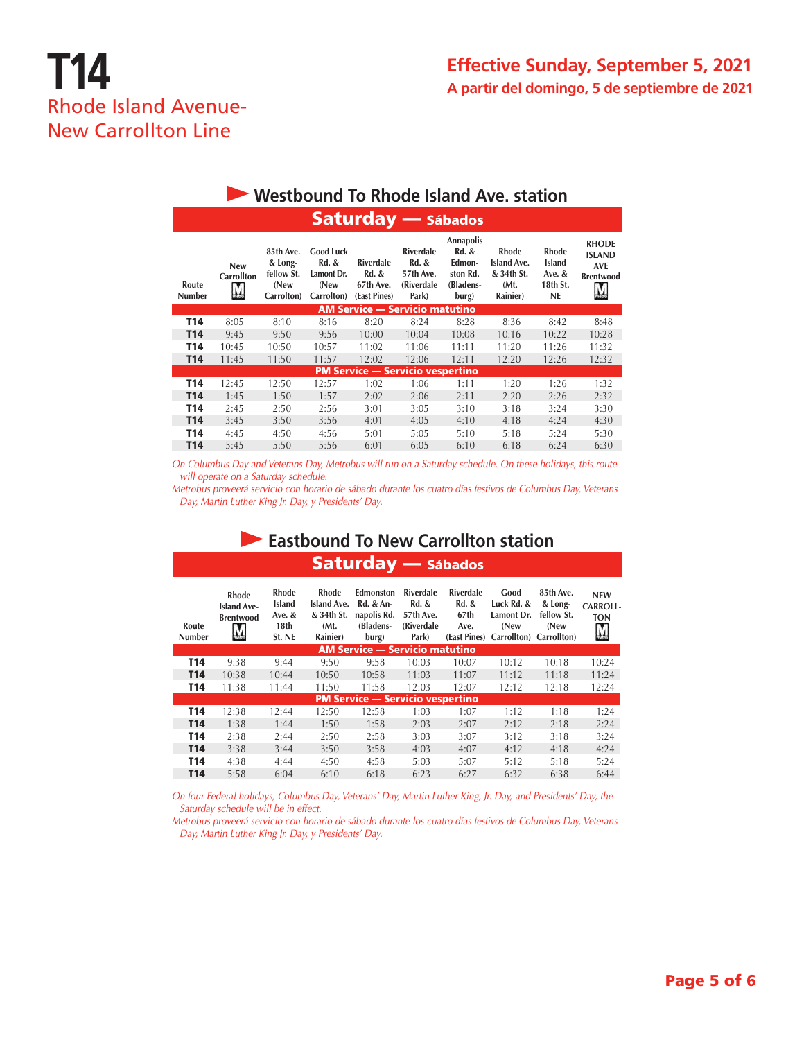# T14

Rhode Island Avenue-New Carrollton Line

**Effective Sunday, September 5, 2021**

**A partir del domingo, 5 de septiembre de 2021**

## Westbound To Rhode Island Ave. station

### Saturday — Sábados

| Route Number | New Carrollton | 85th Ave. & Longfellow St. (New Carrolton) | Good Luck Rd. & Lamont Dr. (New Carrolton) | Riverdale Rd. & 67th Ave. (East Pines) | Riverdale Rd. & 57th Ave. (Riverdale Park) | Annapolis Rd. & Edmonston Rd. (Bladensburg) | Rhode Island Ave. & 34th St. (Mt. Rainier) | Rhode Island Ave. & 18th St. NE | RHODE ISLAND AVE Brentwood |
|---|---|---|---|---|---|---|---|---|---|
| **AM Service — Servicio matutino** | | | | | | | | | |
| T14 | 8:05 | 8:10 | 8:16 | 8:20 | 8:24 | 8:28 | 8:36 | 8:42 | 8:48 |
| T14 | 9:45 | 9:50 | 9:56 | 10:00 | 10:04 | 10:08 | 10:16 | 10:22 | 10:28 |
| T14 | 10:45 | 10:50 | 10:57 | 11:02 | 11:06 | 11:11 | 11:20 | 11:26 | 11:32 |
| T14 | 11:45 | 11:50 | 11:57 | 12:02 | 12:06 | 12:11 | 12:20 | 12:26 | 12:32 |
| **PM Service — Servicio vespertino** | | | | | | | | | |
| T14 | 12:45 | 12:50 | 12:57 | 1:02 | 1:06 | 1:11 | 1:20 | 1:26 | 1:32 |
| T14 | 1:45 | 1:50 | 1:57 | 2:02 | 2:06 | 2:11 | 2:20 | 2:26 | 2:32 |
| T14 | 2:45 | 2:50 | 2:56 | 3:01 | 3:05 | 3:10 | 3:18 | 3:24 | 3:30 |
| T14 | 3:45 | 3:50 | 3:56 | 4:01 | 4:05 | 4:10 | 4:18 | 4:24 | 4:30 |
| T14 | 4:45 | 4:50 | 4:56 | 5:01 | 5:05 | 5:10 | 5:18 | 5:24 | 5:30 |
| T14 | 5:45 | 5:50 | 5:56 | 6:01 | 6:05 | 6:10 | 6:18 | 6:24 | 6:30 |

*On Columbus Day and Veterans Day, Metrobus will run on a Saturday schedule. On these holidays, this route will operate on a Saturday schedule.*

*Metrobus proveerá servicio con horario de sábado durante los cuatro días festivos de Columbus Day, Veterans Day, Martin Luther King Jr. Day, y Presidents' Day.*

## Eastbound To New Carrollton station

### Saturday — Sábados

| Route Number | Rhode Island Ave-Brentwood | Rhode Island Ave. & 18th St. NE | Rhode Island Ave. & 34th St. (Mt. Rainier) | Edmonston Rd. & Annapolis Rd. (Bladensburg) | Riverdale Rd. & 57th Ave. (Riverdale Park) | Riverdale Rd. & 67th Ave. (East Pines) | Good Luck Rd. & Lamont Dr. (New Carrollton) | 85th Ave. & Longfellow St. (New Carrollton) | NEW CARROLLTON |
|---|---|---|---|---|---|---|---|---|---|
| **AM Service — Servicio matutino** | | | | | | | | | |
| T14 | 9:38 | 9:44 | 9:50 | 9:58 | 10:03 | 10:07 | 10:12 | 10:18 | 10:24 |
| T14 | 10:38 | 10:44 | 10:50 | 10:58 | 11:03 | 11:07 | 11:12 | 11:18 | 11:24 |
| T14 | 11:38 | 11:44 | 11:50 | 11:58 | 12:03 | 12:07 | 12:12 | 12:18 | 12:24 |
| **PM Service — Servicio vespertino** | | | | | | | | | |
| T14 | 12:38 | 12:44 | 12:50 | 12:58 | 1:03 | 1:07 | 1:12 | 1:18 | 1:24 |
| T14 | 1:38 | 1:44 | 1:50 | 1:58 | 2:03 | 2:07 | 2:12 | 2:18 | 2:24 |
| T14 | 2:38 | 2:44 | 2:50 | 2:58 | 3:03 | 3:07 | 3:12 | 3:18 | 3:24 |
| T14 | 3:38 | 3:44 | 3:50 | 3:58 | 4:03 | 4:07 | 4:12 | 4:18 | 4:24 |
| T14 | 4:38 | 4:44 | 4:50 | 4:58 | 5:03 | 5:07 | 5:12 | 5:18 | 5:24 |
| T14 | 5:58 | 6:04 | 6:10 | 6:18 | 6:23 | 6:27 | 6:32 | 6:38 | 6:44 |

*On four Federal holidays, Columbus Day, Veterans' Day, Martin Luther King, Jr. Day, and Presidents' Day, the Saturday schedule will be in effect.*

*Metrobus proveerá servicio con horario de sábado durante los cuatro días festivos de Columbus Day, Veterans Day, Martin Luther King Jr. Day, y Presidents' Day.*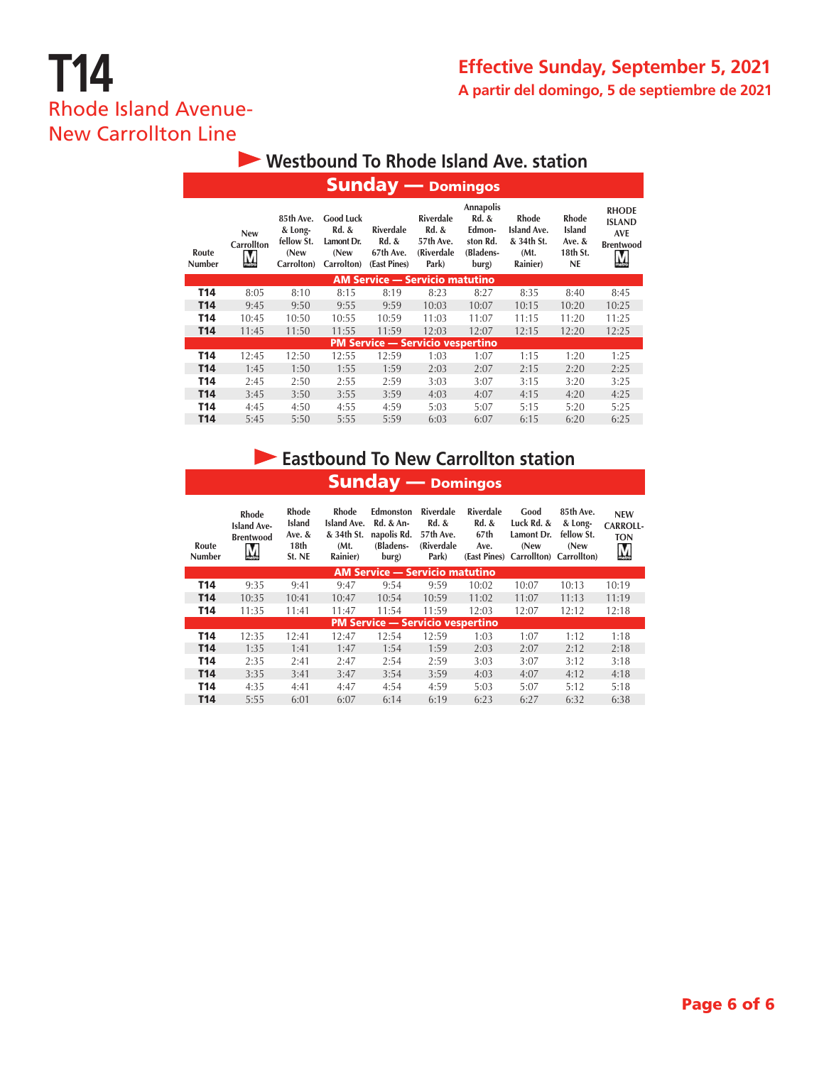# T14
## Rhode Island Avenue-New Carrollton Line

**Effective Sunday, September 5, 2021**
**A partir del domingo, 5 de septiembre de 2021**

### Westbound To Rhode Island Ave. station

**Sunday — Domingos**

| Route Number | New Carrollton M | 85th Ave. & Longfellow St. (New Carrolton) | Good Luck Rd. & Lamont Dr. (New Carrolton) | Riverdale Rd. & 67th Ave. (East Pines) | Riverdale Rd. & 57th Ave. (Riverdale Park) | Annapolis Rd. & Edmonston Rd. (Bladensburg) | Rhode Island Ave. & 34th St. (Mt. Rainier) | Rhode Island Ave. & 18th St. NE | RHODE ISLAND AVE Brentwood M |
|---|---|---|---|---|---|---|---|---|---|
| **AM Service — Servicio matutino** | | | | | | | | | |
| T14 | 8:05 | 8:10 | 8:15 | 8:19 | 8:23 | 8:27 | 8:35 | 8:40 | 8:45 |
| T14 | 9:45 | 9:50 | 9:55 | 9:59 | 10:03 | 10:07 | 10:15 | 10:20 | 10:25 |
| T14 | 10:45 | 10:50 | 10:55 | 10:59 | 11:03 | 11:07 | 11:15 | 11:20 | 11:25 |
| T14 | 11:45 | 11:50 | 11:55 | 11:59 | 12:03 | 12:07 | 12:15 | 12:20 | 12:25 |
| **PM Service — Servicio vespertino** | | | | | | | | | |
| T14 | 12:45 | 12:50 | 12:55 | 12:59 | 1:03 | 1:07 | 1:15 | 1:20 | 1:25 |
| T14 | 1:45 | 1:50 | 1:55 | 1:59 | 2:03 | 2:07 | 2:15 | 2:20 | 2:25 |
| T14 | 2:45 | 2:50 | 2:55 | 2:59 | 3:03 | 3:07 | 3:15 | 3:20 | 3:25 |
| T14 | 3:45 | 3:50 | 3:55 | 3:59 | 4:03 | 4:07 | 4:15 | 4:20 | 4:25 |
| T14 | 4:45 | 4:50 | 4:55 | 4:59 | 5:03 | 5:07 | 5:15 | 5:20 | 5:25 |
| T14 | 5:45 | 5:50 | 5:55 | 5:59 | 6:03 | 6:07 | 6:15 | 6:20 | 6:25 |

### Eastbound To New Carrollton station

**Sunday — Domingos**

| Route Number | Rhode Island Ave-Brentwood M | Rhode Island Ave. & 18th St. NE | Rhode Island Ave. & 34th St. (Mt. Rainier) | Edmonston Rd. & Annapolis Rd. (Bladensburg) | Riverdale Rd. & 57th Ave. (Riverdale Park) | Riverdale Rd. & 67th Ave. (East Pines) | Good Luck Rd. & Lamont Dr. (New Carrollton) | 85th Ave. & Longfellow St. (New Carrollton) | NEW CARROLLTON M |
|---|---|---|---|---|---|---|---|---|---|
| **AM Service — Servicio matutino** | | | | | | | | | |
| T14 | 9:35 | 9:41 | 9:47 | 9:54 | 9:59 | 10:02 | 10:07 | 10:13 | 10:19 |
| T14 | 10:35 | 10:41 | 10:47 | 10:54 | 10:59 | 11:02 | 11:07 | 11:13 | 11:19 |
| T14 | 11:35 | 11:41 | 11:47 | 11:54 | 11:59 | 12:03 | 12:07 | 12:12 | 12:18 |
| **PM Service — Servicio vespertino** | | | | | | | | | |
| T14 | 12:35 | 12:41 | 12:47 | 12:54 | 12:59 | 1:03 | 1:07 | 1:12 | 1:18 |
| T14 | 1:35 | 1:41 | 1:47 | 1:54 | 1:59 | 2:03 | 2:07 | 2:12 | 2:18 |
| T14 | 2:35 | 2:41 | 2:47 | 2:54 | 2:59 | 3:03 | 3:07 | 3:12 | 3:18 |
| T14 | 3:35 | 3:41 | 3:47 | 3:54 | 3:59 | 4:03 | 4:07 | 4:12 | 4:18 |
| T14 | 4:35 | 4:41 | 4:47 | 4:54 | 4:59 | 5:03 | 5:07 | 5:12 | 5:18 |
| T14 | 5:55 | 6:01 | 6:07 | 6:14 | 6:19 | 6:23 | 6:27 | 6:32 | 6:38 |